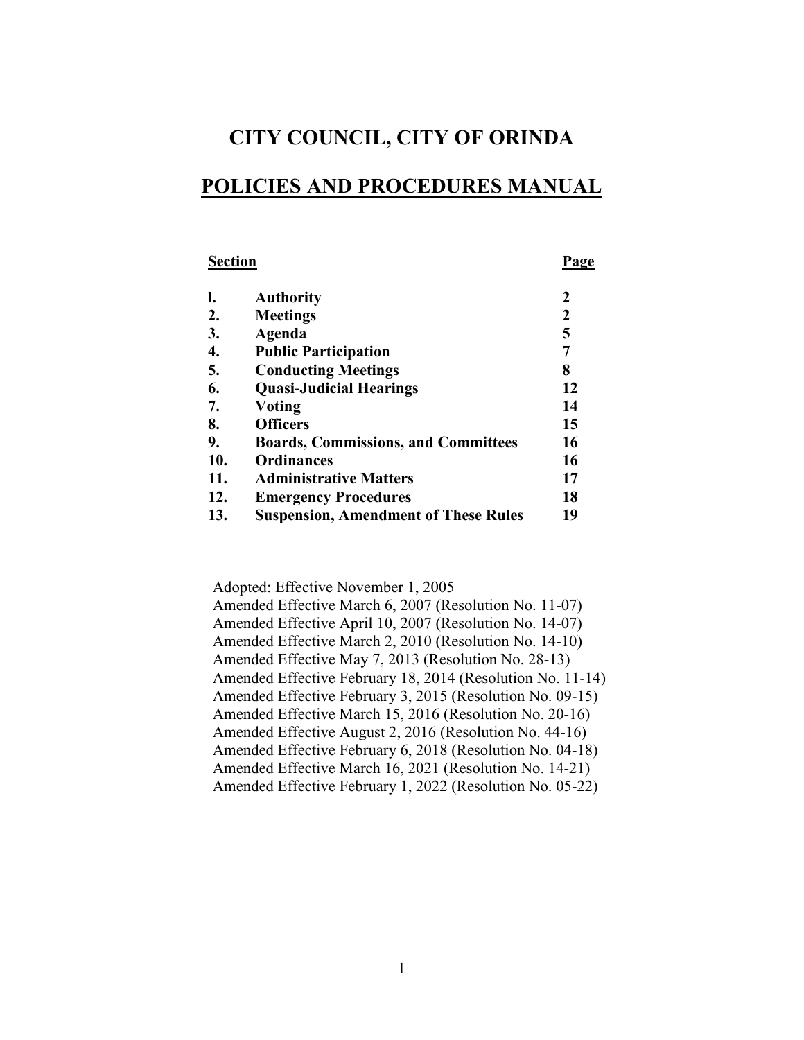# CITY COUNCIL, CITY OF ORINDA

## POLICIES AND PROCEDURES MANUAL

| Section | | Page |
|---|---|---|
| l. | **Authority** | 2 |
| 2. | **Meetings** | 2 |
| 3. | **Agenda** | 5 |
| 4. | **Public Participation** | 7 |
| 5. | **Conducting Meetings** | 8 |
| 6. | **Quasi-Judicial Hearings** | 12 |
| 7. | **Voting** | 14 |
| 8. | **Officers** | 15 |
| 9. | **Boards, Commissions, and Committees** | 16 |
| 10. | **Ordinances** | 16 |
| 11. | **Administrative Matters** | 17 |
| 12. | **Emergency Procedures** | 18 |
| 13. | **Suspension, Amendment of These Rules** | 19 |

Adopted: Effective November 1, 2005
Amended Effective March 6, 2007 (Resolution No. 11-07)
Amended Effective April 10, 2007 (Resolution No. 14-07)
Amended Effective March 2, 2010 (Resolution No. 14-10)
Amended Effective May 7, 2013 (Resolution No. 28-13)
Amended Effective February 18, 2014 (Resolution No. 11-14)
Amended Effective February 3, 2015 (Resolution No. 09-15)
Amended Effective March 15, 2016 (Resolution No. 20-16)
Amended Effective August 2, 2016 (Resolution No. 44-16)
Amended Effective February 6, 2018 (Resolution No. 04-18)
Amended Effective March 16, 2021 (Resolution No. 14-21)
Amended Effective February 1, 2022 (Resolution No. 05-22)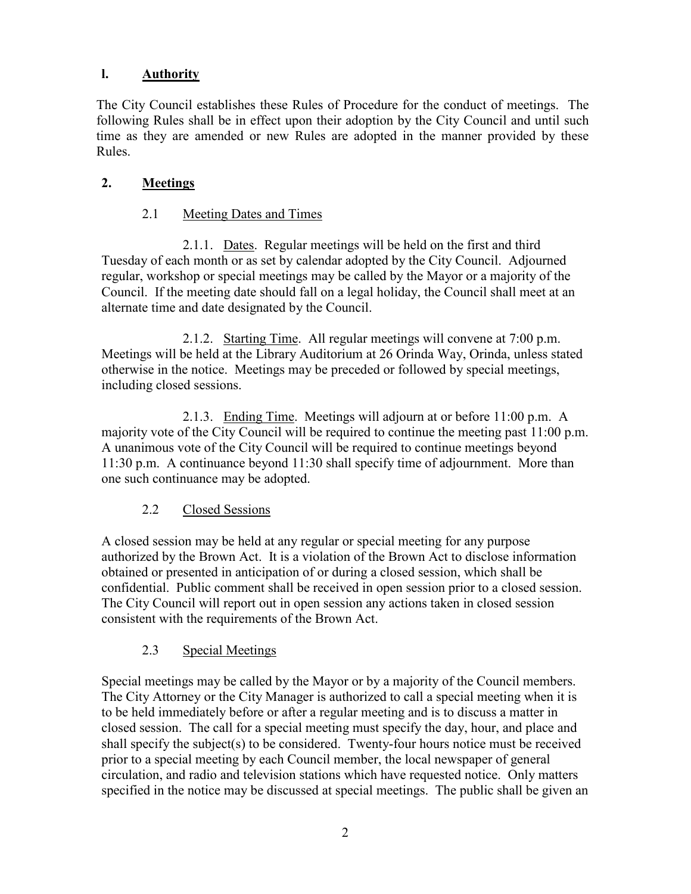## l. Authority

The City Council establishes these Rules of Procedure for the conduct of meetings. The following Rules shall be in effect upon their adoption by the City Council and until such time as they are amended or new Rules are adopted in the manner provided by these Rules.

## 2. Meetings

### 2.1 Meeting Dates and Times

2.1.1. Dates. Regular meetings will be held on the first and third Tuesday of each month or as set by calendar adopted by the City Council. Adjourned regular, workshop or special meetings may be called by the Mayor or a majority of the Council. If the meeting date should fall on a legal holiday, the Council shall meet at an alternate time and date designated by the Council.

2.1.2. Starting Time. All regular meetings will convene at 7:00 p.m. Meetings will be held at the Library Auditorium at 26 Orinda Way, Orinda, unless stated otherwise in the notice. Meetings may be preceded or followed by special meetings, including closed sessions.

2.1.3. Ending Time. Meetings will adjourn at or before 11:00 p.m. A majority vote of the City Council will be required to continue the meeting past 11:00 p.m. A unanimous vote of the City Council will be required to continue meetings beyond 11:30 p.m. A continuance beyond 11:30 shall specify time of adjournment. More than one such continuance may be adopted.

### 2.2 Closed Sessions

A closed session may be held at any regular or special meeting for any purpose authorized by the Brown Act. It is a violation of the Brown Act to disclose information obtained or presented in anticipation of or during a closed session, which shall be confidential. Public comment shall be received in open session prior to a closed session. The City Council will report out in open session any actions taken in closed session consistent with the requirements of the Brown Act.

### 2.3 Special Meetings

Special meetings may be called by the Mayor or by a majority of the Council members. The City Attorney or the City Manager is authorized to call a special meeting when it is to be held immediately before or after a regular meeting and is to discuss a matter in closed session. The call for a special meeting must specify the day, hour, and place and shall specify the subject(s) to be considered. Twenty-four hours notice must be received prior to a special meeting by each Council member, the local newspaper of general circulation, and radio and television stations which have requested notice. Only matters specified in the notice may be discussed at special meetings. The public shall be given an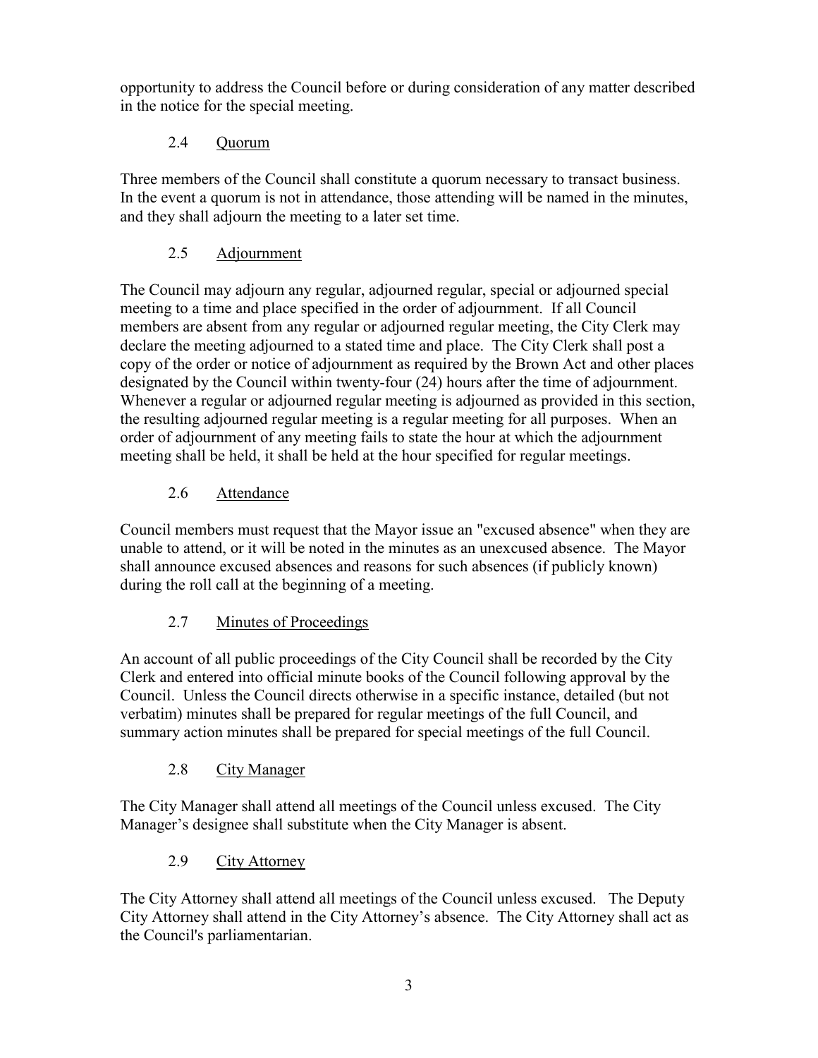opportunity to address the Council before or during consideration of any matter described in the notice for the special meeting.

### 2.4 Quorum

Three members of the Council shall constitute a quorum necessary to transact business. In the event a quorum is not in attendance, those attending will be named in the minutes, and they shall adjourn the meeting to a later set time.

### 2.5 Adjournment

The Council may adjourn any regular, adjourned regular, special or adjourned special meeting to a time and place specified in the order of adjournment. If all Council members are absent from any regular or adjourned regular meeting, the City Clerk may declare the meeting adjourned to a stated time and place. The City Clerk shall post a copy of the order or notice of adjournment as required by the Brown Act and other places designated by the Council within twenty-four (24) hours after the time of adjournment. Whenever a regular or adjourned regular meeting is adjourned as provided in this section, the resulting adjourned regular meeting is a regular meeting for all purposes. When an order of adjournment of any meeting fails to state the hour at which the adjournment meeting shall be held, it shall be held at the hour specified for regular meetings.

### 2.6 Attendance

Council members must request that the Mayor issue an "excused absence" when they are unable to attend, or it will be noted in the minutes as an unexcused absence. The Mayor shall announce excused absences and reasons for such absences (if publicly known) during the roll call at the beginning of a meeting.

### 2.7 Minutes of Proceedings

An account of all public proceedings of the City Council shall be recorded by the City Clerk and entered into official minute books of the Council following approval by the Council. Unless the Council directs otherwise in a specific instance, detailed (but not verbatim) minutes shall be prepared for regular meetings of the full Council, and summary action minutes shall be prepared for special meetings of the full Council.

### 2.8 City Manager

The City Manager shall attend all meetings of the Council unless excused. The City Manager's designee shall substitute when the City Manager is absent.

### 2.9 City Attorney

The City Attorney shall attend all meetings of the Council unless excused. The Deputy City Attorney shall attend in the City Attorney's absence. The City Attorney shall act as the Council's parliamentarian.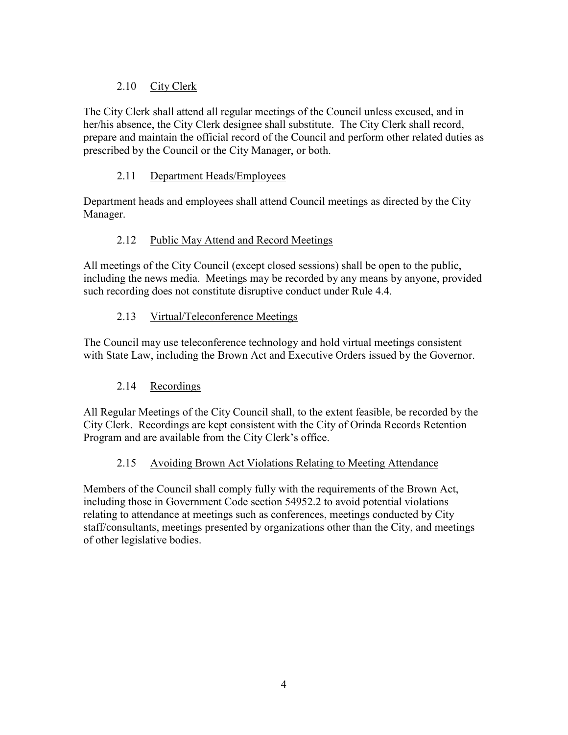### 2.10 City Clerk

The City Clerk shall attend all regular meetings of the Council unless excused, and in her/his absence, the City Clerk designee shall substitute. The City Clerk shall record, prepare and maintain the official record of the Council and perform other related duties as prescribed by the Council or the City Manager, or both.

### 2.11 Department Heads/Employees

Department heads and employees shall attend Council meetings as directed by the City Manager.

### 2.12 Public May Attend and Record Meetings

All meetings of the City Council (except closed sessions) shall be open to the public, including the news media. Meetings may be recorded by any means by anyone, provided such recording does not constitute disruptive conduct under Rule 4.4.

### 2.13 Virtual/Teleconference Meetings

The Council may use teleconference technology and hold virtual meetings consistent with State Law, including the Brown Act and Executive Orders issued by the Governor.

### 2.14 Recordings

All Regular Meetings of the City Council shall, to the extent feasible, be recorded by the City Clerk. Recordings are kept consistent with the City of Orinda Records Retention Program and are available from the City Clerk's office.

### 2.15 Avoiding Brown Act Violations Relating to Meeting Attendance

Members of the Council shall comply fully with the requirements of the Brown Act, including those in Government Code section 54952.2 to avoid potential violations relating to attendance at meetings such as conferences, meetings conducted by City staff/consultants, meetings presented by organizations other than the City, and meetings of other legislative bodies.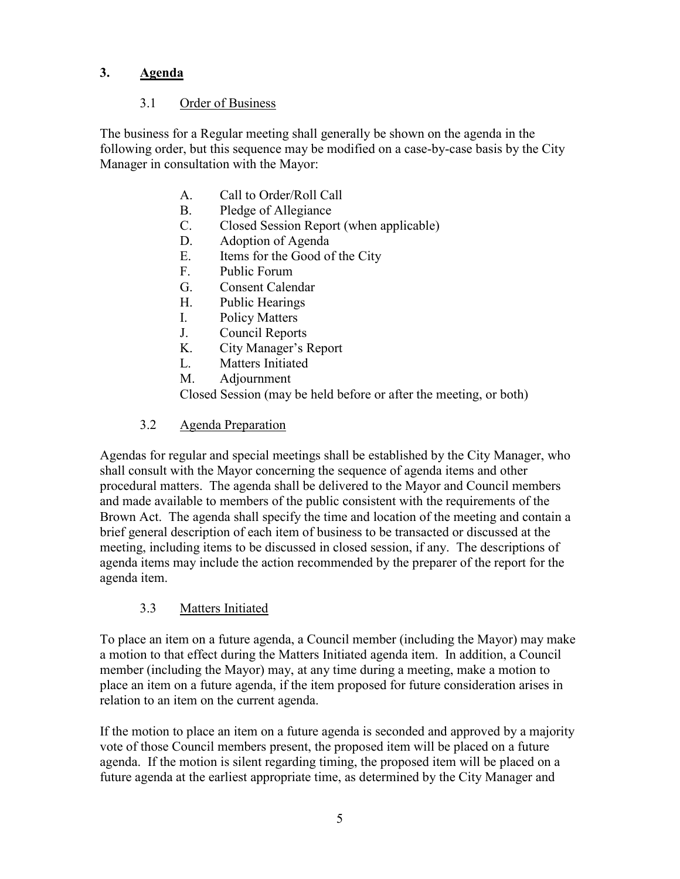## 3. <u>Agenda</u>

### 3.1 <u>Order of Business</u>

The business for a Regular meeting shall generally be shown on the agenda in the following order, but this sequence may be modified on a case-by-case basis by the City Manager in consultation with the Mayor:

A. Call to Order/Roll Call
B. Pledge of Allegiance
C. Closed Session Report (when applicable)
D. Adoption of Agenda
E. Items for the Good of the City
F. Public Forum
G. Consent Calendar
H. Public Hearings
I. Policy Matters
J. Council Reports
K. City Manager's Report
L. Matters Initiated
M. Adjournment

Closed Session (may be held before or after the meeting, or both)

### 3.2 <u>Agenda Preparation</u>

Agendas for regular and special meetings shall be established by the City Manager, who shall consult with the Mayor concerning the sequence of agenda items and other procedural matters. The agenda shall be delivered to the Mayor and Council members and made available to members of the public consistent with the requirements of the Brown Act. The agenda shall specify the time and location of the meeting and contain a brief general description of each item of business to be transacted or discussed at the meeting, including items to be discussed in closed session, if any. The descriptions of agenda items may include the action recommended by the preparer of the report for the agenda item.

### 3.3 <u>Matters Initiated</u>

To place an item on a future agenda, a Council member (including the Mayor) may make a motion to that effect during the Matters Initiated agenda item. In addition, a Council member (including the Mayor) may, at any time during a meeting, make a motion to place an item on a future agenda, if the item proposed for future consideration arises in relation to an item on the current agenda.

If the motion to place an item on a future agenda is seconded and approved by a majority vote of those Council members present, the proposed item will be placed on a future agenda. If the motion is silent regarding timing, the proposed item will be placed on a future agenda at the earliest appropriate time, as determined by the City Manager and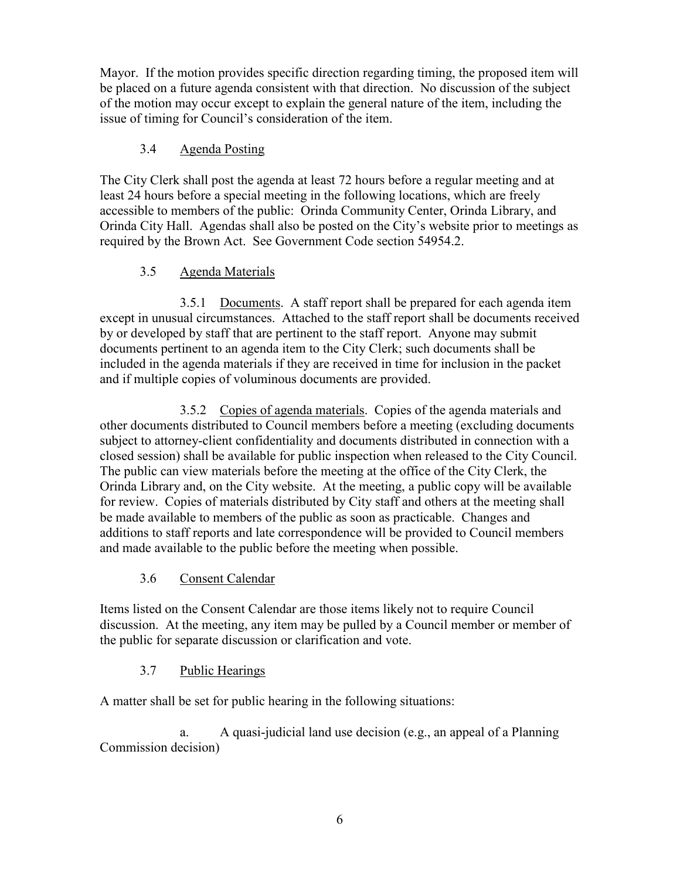Mayor. If the motion provides specific direction regarding timing, the proposed item will be placed on a future agenda consistent with that direction. No discussion of the subject of the motion may occur except to explain the general nature of the item, including the issue of timing for Council's consideration of the item.

### 3.4 Agenda Posting

The City Clerk shall post the agenda at least 72 hours before a regular meeting and at least 24 hours before a special meeting in the following locations, which are freely accessible to members of the public: Orinda Community Center, Orinda Library, and Orinda City Hall. Agendas shall also be posted on the City's website prior to meetings as required by the Brown Act. See Government Code section 54954.2.

### 3.5 Agenda Materials

3.5.1 Documents. A staff report shall be prepared for each agenda item except in unusual circumstances. Attached to the staff report shall be documents received by or developed by staff that are pertinent to the staff report. Anyone may submit documents pertinent to an agenda item to the City Clerk; such documents shall be included in the agenda materials if they are received in time for inclusion in the packet and if multiple copies of voluminous documents are provided.

3.5.2 Copies of agenda materials. Copies of the agenda materials and other documents distributed to Council members before a meeting (excluding documents subject to attorney-client confidentiality and documents distributed in connection with a closed session) shall be available for public inspection when released to the City Council. The public can view materials before the meeting at the office of the City Clerk, the Orinda Library and, on the City website. At the meeting, a public copy will be available for review. Copies of materials distributed by City staff and others at the meeting shall be made available to members of the public as soon as practicable. Changes and additions to staff reports and late correspondence will be provided to Council members and made available to the public before the meeting when possible.

### 3.6 Consent Calendar

Items listed on the Consent Calendar are those items likely not to require Council discussion. At the meeting, any item may be pulled by a Council member or member of the public for separate discussion or clarification and vote.

### 3.7 Public Hearings

A matter shall be set for public hearing in the following situations:

a. A quasi-judicial land use decision (e.g., an appeal of a Planning Commission decision)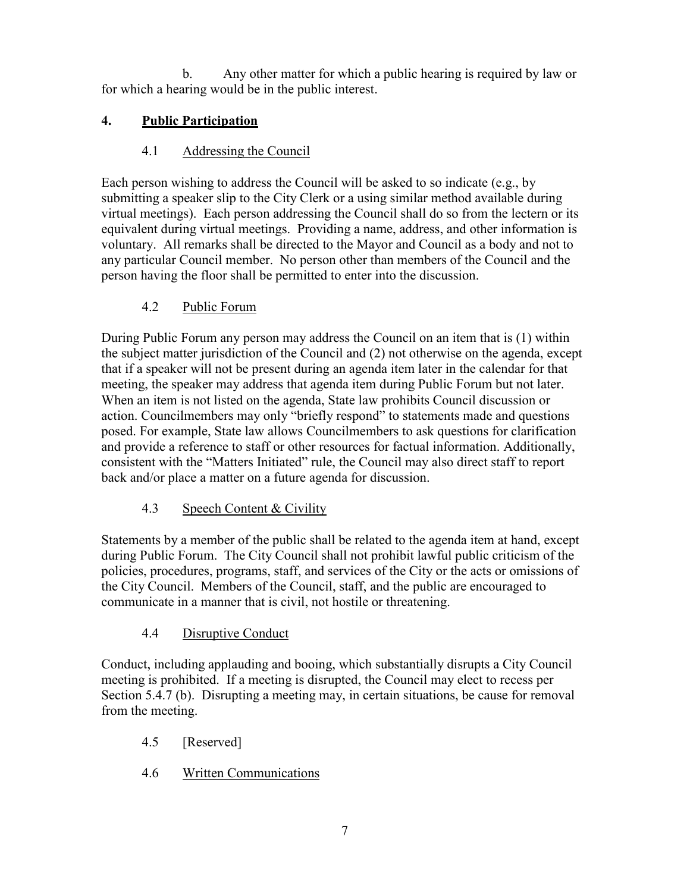b. Any other matter for which a public hearing is required by law or for which a hearing would be in the public interest.

## 4. Public Participation

### 4.1 Addressing the Council

Each person wishing to address the Council will be asked to so indicate (e.g., by submitting a speaker slip to the City Clerk or a using similar method available during virtual meetings). Each person addressing the Council shall do so from the lectern or its equivalent during virtual meetings. Providing a name, address, and other information is voluntary. All remarks shall be directed to the Mayor and Council as a body and not to any particular Council member. No person other than members of the Council and the person having the floor shall be permitted to enter into the discussion.

### 4.2 Public Forum

During Public Forum any person may address the Council on an item that is (1) within the subject matter jurisdiction of the Council and (2) not otherwise on the agenda, except that if a speaker will not be present during an agenda item later in the calendar for that meeting, the speaker may address that agenda item during Public Forum but not later. When an item is not listed on the agenda, State law prohibits Council discussion or action. Councilmembers may only "briefly respond" to statements made and questions posed. For example, State law allows Councilmembers to ask questions for clarification and provide a reference to staff or other resources for factual information. Additionally, consistent with the "Matters Initiated" rule, the Council may also direct staff to report back and/or place a matter on a future agenda for discussion.

### 4.3 Speech Content & Civility

Statements by a member of the public shall be related to the agenda item at hand, except during Public Forum. The City Council shall not prohibit lawful public criticism of the policies, procedures, programs, staff, and services of the City or the acts or omissions of the City Council. Members of the Council, staff, and the public are encouraged to communicate in a manner that is civil, not hostile or threatening.

### 4.4 Disruptive Conduct

Conduct, including applauding and booing, which substantially disrupts a City Council meeting is prohibited. If a meeting is disrupted, the Council may elect to recess per Section 5.4.7 (b). Disrupting a meeting may, in certain situations, be cause for removal from the meeting.

### 4.5 [Reserved]

### 4.6 Written Communications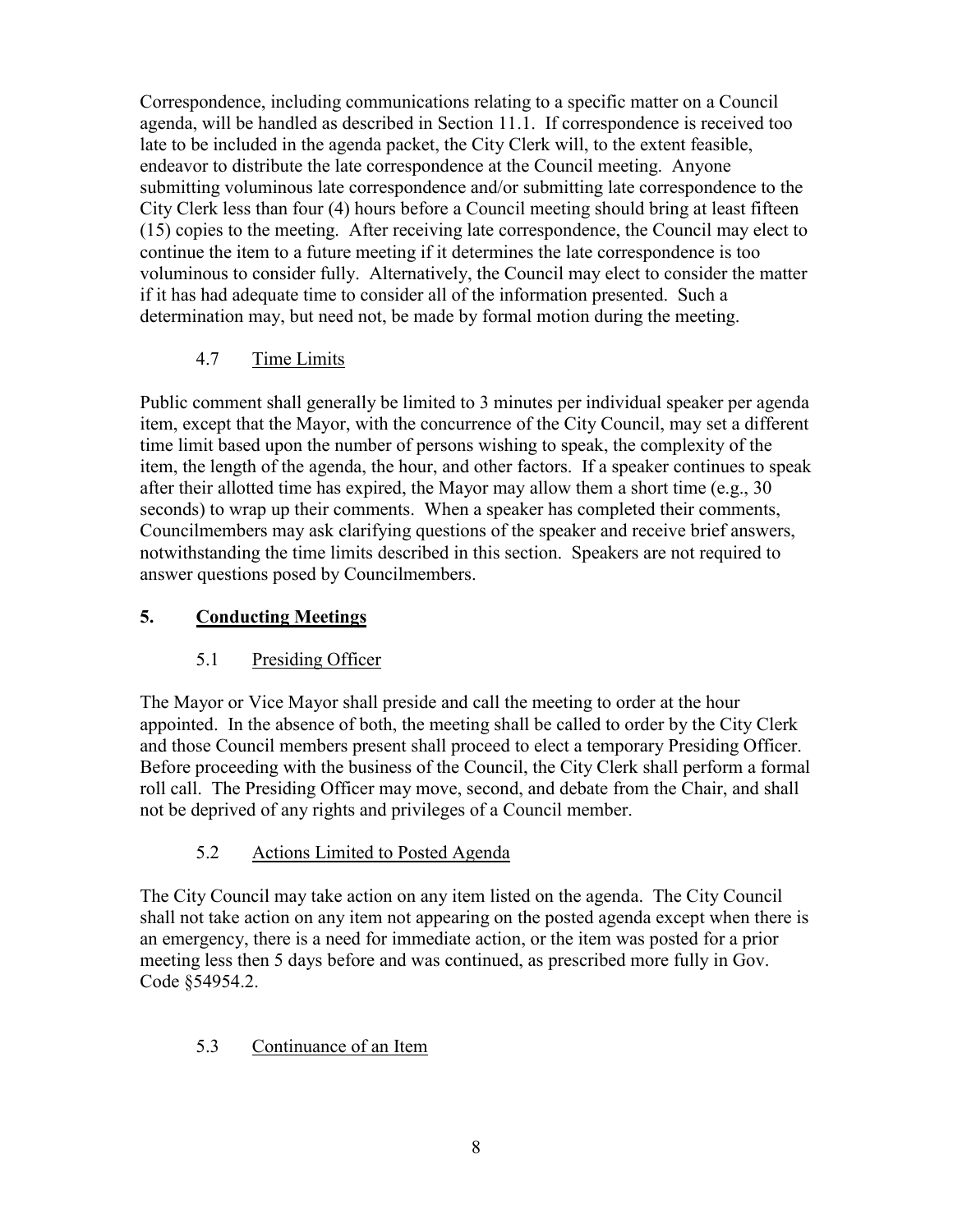Correspondence, including communications relating to a specific matter on a Council agenda, will be handled as described in Section 11.1. If correspondence is received too late to be included in the agenda packet, the City Clerk will, to the extent feasible, endeavor to distribute the late correspondence at the Council meeting. Anyone submitting voluminous late correspondence and/or submitting late correspondence to the City Clerk less than four (4) hours before a Council meeting should bring at least fifteen (15) copies to the meeting. After receiving late correspondence, the Council may elect to continue the item to a future meeting if it determines the late correspondence is too voluminous to consider fully. Alternatively, the Council may elect to consider the matter if it has had adequate time to consider all of the information presented. Such a determination may, but need not, be made by formal motion during the meeting.

### 4.7 Time Limits

Public comment shall generally be limited to 3 minutes per individual speaker per agenda item, except that the Mayor, with the concurrence of the City Council, may set a different time limit based upon the number of persons wishing to speak, the complexity of the item, the length of the agenda, the hour, and other factors. If a speaker continues to speak after their allotted time has expired, the Mayor may allow them a short time (e.g., 30 seconds) to wrap up their comments. When a speaker has completed their comments, Councilmembers may ask clarifying questions of the speaker and receive brief answers, notwithstanding the time limits described in this section. Speakers are not required to answer questions posed by Councilmembers.

## 5. Conducting Meetings

### 5.1 Presiding Officer

The Mayor or Vice Mayor shall preside and call the meeting to order at the hour appointed. In the absence of both, the meeting shall be called to order by the City Clerk and those Council members present shall proceed to elect a temporary Presiding Officer. Before proceeding with the business of the Council, the City Clerk shall perform a formal roll call. The Presiding Officer may move, second, and debate from the Chair, and shall not be deprived of any rights and privileges of a Council member.

### 5.2 Actions Limited to Posted Agenda

The City Council may take action on any item listed on the agenda. The City Council shall not take action on any item not appearing on the posted agenda except when there is an emergency, there is a need for immediate action, or the item was posted for a prior meeting less then 5 days before and was continued, as prescribed more fully in Gov. Code §54954.2.

### 5.3 Continuance of an Item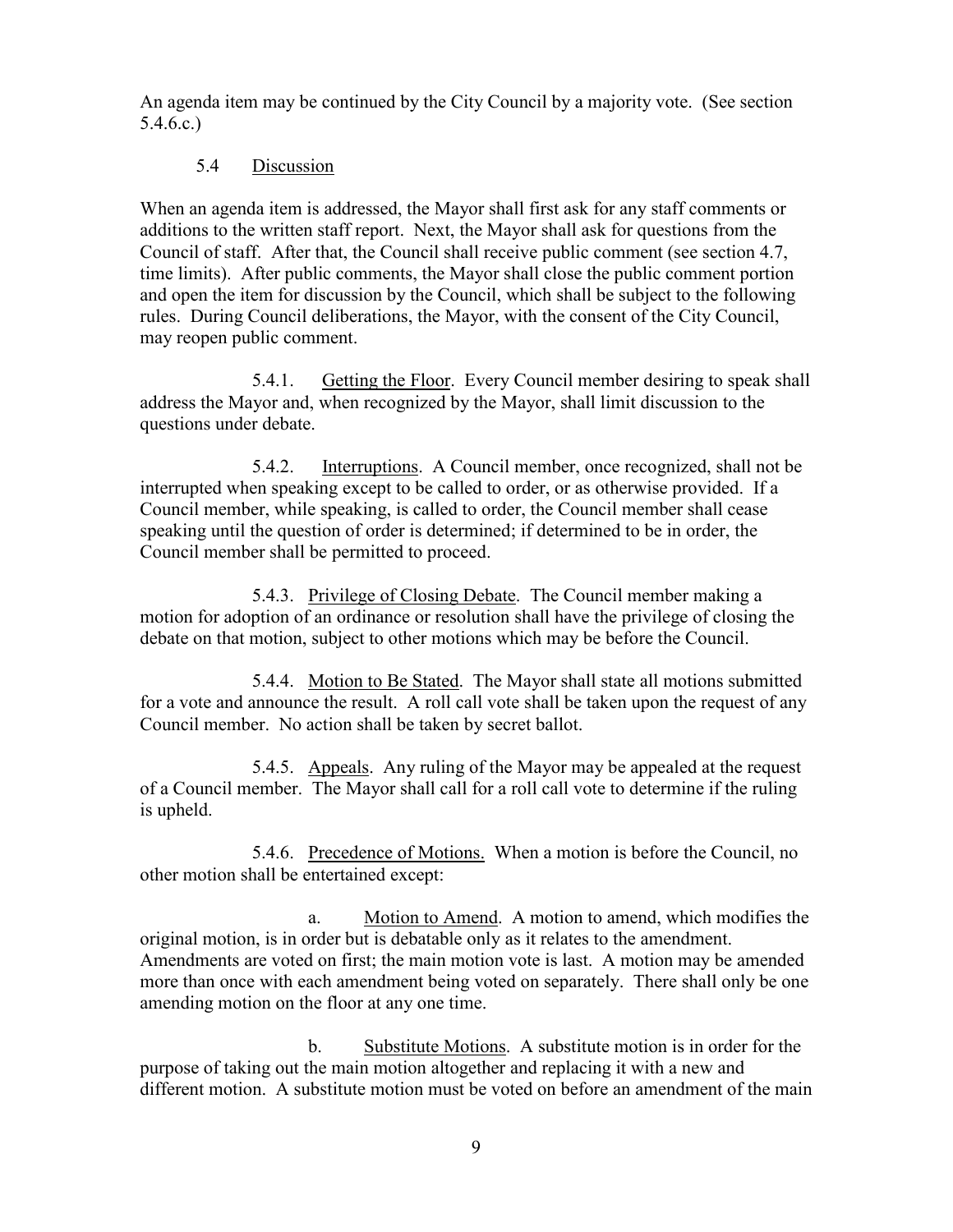An agenda item may be continued by the City Council by a majority vote. (See section 5.4.6.c.)

## 5.4 Discussion

When an agenda item is addressed, the Mayor shall first ask for any staff comments or additions to the written staff report. Next, the Mayor shall ask for questions from the Council of staff. After that, the Council shall receive public comment (see section 4.7, time limits). After public comments, the Mayor shall close the public comment portion and open the item for discussion by the Council, which shall be subject to the following rules. During Council deliberations, the Mayor, with the consent of the City Council, may reopen public comment.

5.4.1. Getting the Floor. Every Council member desiring to speak shall address the Mayor and, when recognized by the Mayor, shall limit discussion to the questions under debate.

5.4.2. Interruptions. A Council member, once recognized, shall not be interrupted when speaking except to be called to order, or as otherwise provided. If a Council member, while speaking, is called to order, the Council member shall cease speaking until the question of order is determined; if determined to be in order, the Council member shall be permitted to proceed.

5.4.3. Privilege of Closing Debate. The Council member making a motion for adoption of an ordinance or resolution shall have the privilege of closing the debate on that motion, subject to other motions which may be before the Council.

5.4.4. Motion to Be Stated. The Mayor shall state all motions submitted for a vote and announce the result. A roll call vote shall be taken upon the request of any Council member. No action shall be taken by secret ballot.

5.4.5. Appeals. Any ruling of the Mayor may be appealed at the request of a Council member. The Mayor shall call for a roll call vote to determine if the ruling is upheld.

5.4.6. Precedence of Motions. When a motion is before the Council, no other motion shall be entertained except:

a. Motion to Amend. A motion to amend, which modifies the original motion, is in order but is debatable only as it relates to the amendment. Amendments are voted on first; the main motion vote is last. A motion may be amended more than once with each amendment being voted on separately. There shall only be one amending motion on the floor at any one time.

b. Substitute Motions. A substitute motion is in order for the purpose of taking out the main motion altogether and replacing it with a new and different motion. A substitute motion must be voted on before an amendment of the main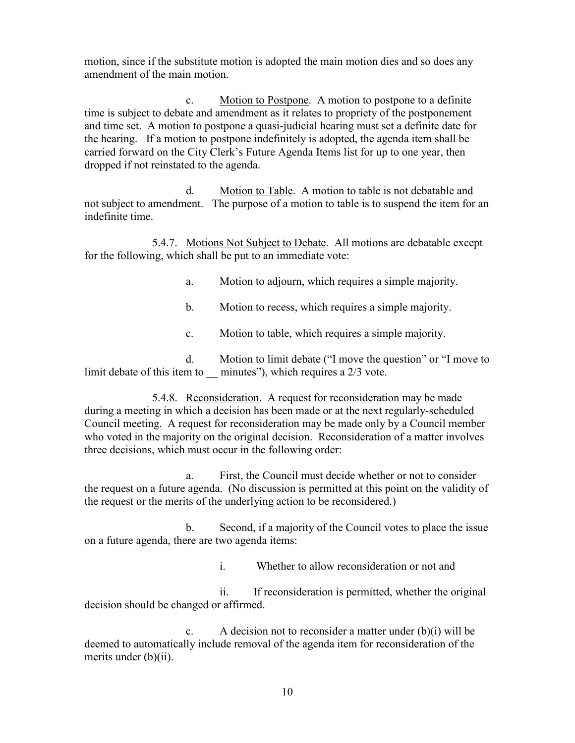motion, since if the substitute motion is adopted the main motion dies and so does any amendment of the main motion.

c. Motion to Postpone. A motion to postpone to a definite time is subject to debate and amendment as it relates to propriety of the postponement and time set. A motion to postpone a quasi-judicial hearing must set a definite date for the hearing. If a motion to postpone indefinitely is adopted, the agenda item shall be carried forward on the City Clerk's Future Agenda Items list for up to one year, then dropped if not reinstated to the agenda.

d. Motion to Table. A motion to table is not debatable and not subject to amendment. The purpose of a motion to table is to suspend the item for an indefinite time.

5.4.7. Motions Not Subject to Debate. All motions are debatable except for the following, which shall be put to an immediate vote:

a. Motion to adjourn, which requires a simple majority.

b. Motion to recess, which requires a simple majority.

c. Motion to table, which requires a simple majority.

d. Motion to limit debate ("I move the question" or "I move to limit debate of this item to __ minutes"), which requires a 2/3 vote.

5.4.8. Reconsideration. A request for reconsideration may be made during a meeting in which a decision has been made or at the next regularly-scheduled Council meeting. A request for reconsideration may be made only by a Council member who voted in the majority on the original decision. Reconsideration of a matter involves three decisions, which must occur in the following order:

a. First, the Council must decide whether or not to consider the request on a future agenda. (No discussion is permitted at this point on the validity of the request or the merits of the underlying action to be reconsidered.)

b. Second, if a majority of the Council votes to place the issue on a future agenda, there are two agenda items:

i. Whether to allow reconsideration or not and

ii. If reconsideration is permitted, whether the original decision should be changed or affirmed.

c. A decision not to reconsider a matter under (b)(i) will be deemed to automatically include removal of the agenda item for reconsideration of the merits under (b)(ii).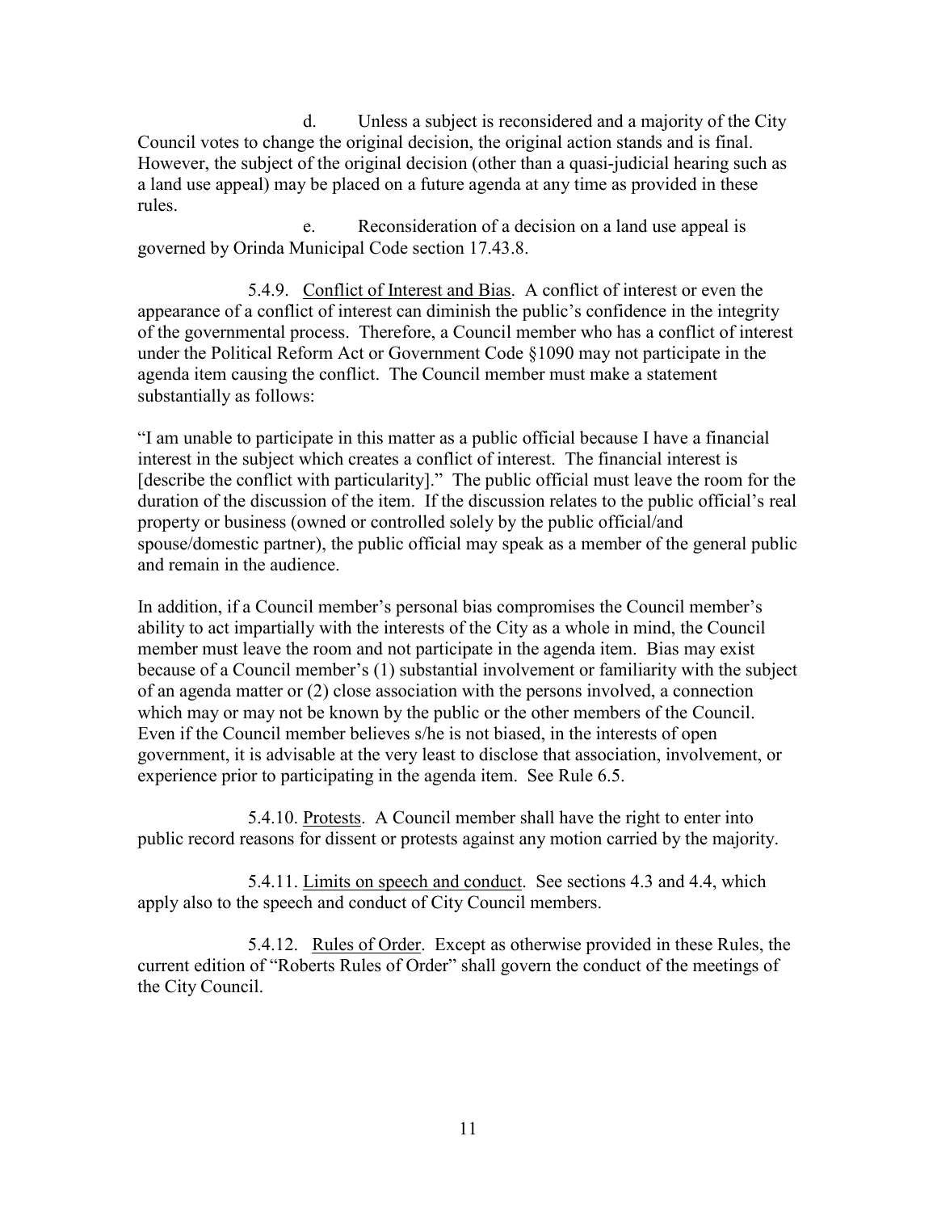d. Unless a subject is reconsidered and a majority of the City Council votes to change the original decision, the original action stands and is final. However, the subject of the original decision (other than a quasi-judicial hearing such as a land use appeal) may be placed on a future agenda at any time as provided in these rules.

e. Reconsideration of a decision on a land use appeal is governed by Orinda Municipal Code section 17.43.8.

5.4.9. Conflict of Interest and Bias. A conflict of interest or even the appearance of a conflict of interest can diminish the public's confidence in the integrity of the governmental process. Therefore, a Council member who has a conflict of interest under the Political Reform Act or Government Code §1090 may not participate in the agenda item causing the conflict. The Council member must make a statement substantially as follows:

"I am unable to participate in this matter as a public official because I have a financial interest in the subject which creates a conflict of interest. The financial interest is [describe the conflict with particularity]." The public official must leave the room for the duration of the discussion of the item. If the discussion relates to the public official's real property or business (owned or controlled solely by the public official/and spouse/domestic partner), the public official may speak as a member of the general public and remain in the audience.

In addition, if a Council member's personal bias compromises the Council member's ability to act impartially with the interests of the City as a whole in mind, the Council member must leave the room and not participate in the agenda item. Bias may exist because of a Council member's (1) substantial involvement or familiarity with the subject of an agenda matter or (2) close association with the persons involved, a connection which may or may not be known by the public or the other members of the Council. Even if the Council member believes s/he is not biased, in the interests of open government, it is advisable at the very least to disclose that association, involvement, or experience prior to participating in the agenda item. See Rule 6.5.

5.4.10. Protests. A Council member shall have the right to enter into public record reasons for dissent or protests against any motion carried by the majority.

5.4.11. Limits on speech and conduct. See sections 4.3 and 4.4, which apply also to the speech and conduct of City Council members.

5.4.12. Rules of Order. Except as otherwise provided in these Rules, the current edition of "Roberts Rules of Order" shall govern the conduct of the meetings of the City Council.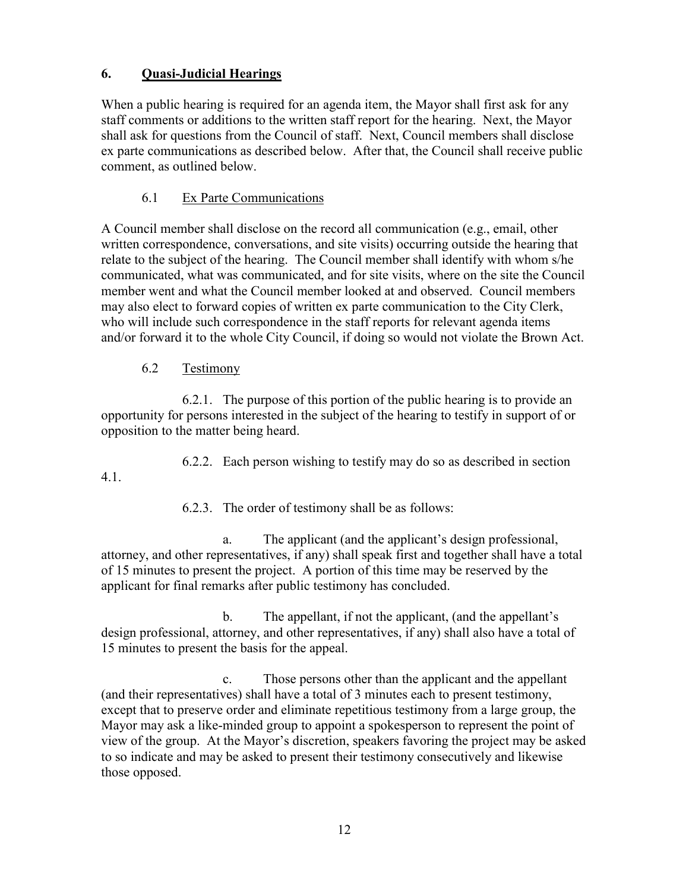## 6. Quasi-Judicial Hearings

When a public hearing is required for an agenda item, the Mayor shall first ask for any staff comments or additions to the written staff report for the hearing. Next, the Mayor shall ask for questions from the Council of staff. Next, Council members shall disclose ex parte communications as described below. After that, the Council shall receive public comment, as outlined below.

### 6.1 Ex Parte Communications

A Council member shall disclose on the record all communication (e.g., email, other written correspondence, conversations, and site visits) occurring outside the hearing that relate to the subject of the hearing. The Council member shall identify with whom s/he communicated, what was communicated, and for site visits, where on the site the Council member went and what the Council member looked at and observed. Council members may also elect to forward copies of written ex parte communication to the City Clerk, who will include such correspondence in the staff reports for relevant agenda items and/or forward it to the whole City Council, if doing so would not violate the Brown Act.

### 6.2 Testimony

6.2.1. The purpose of this portion of the public hearing is to provide an opportunity for persons interested in the subject of the hearing to testify in support of or opposition to the matter being heard.

6.2.2. Each person wishing to testify may do so as described in section 4.1.

6.2.3. The order of testimony shall be as follows:

a. The applicant (and the applicant's design professional, attorney, and other representatives, if any) shall speak first and together shall have a total of 15 minutes to present the project. A portion of this time may be reserved by the applicant for final remarks after public testimony has concluded.

b. The appellant, if not the applicant, (and the appellant's design professional, attorney, and other representatives, if any) shall also have a total of 15 minutes to present the basis for the appeal.

c. Those persons other than the applicant and the appellant (and their representatives) shall have a total of 3 minutes each to present testimony, except that to preserve order and eliminate repetitious testimony from a large group, the Mayor may ask a like-minded group to appoint a spokesperson to represent the point of view of the group. At the Mayor's discretion, speakers favoring the project may be asked to so indicate and may be asked to present their testimony consecutively and likewise those opposed.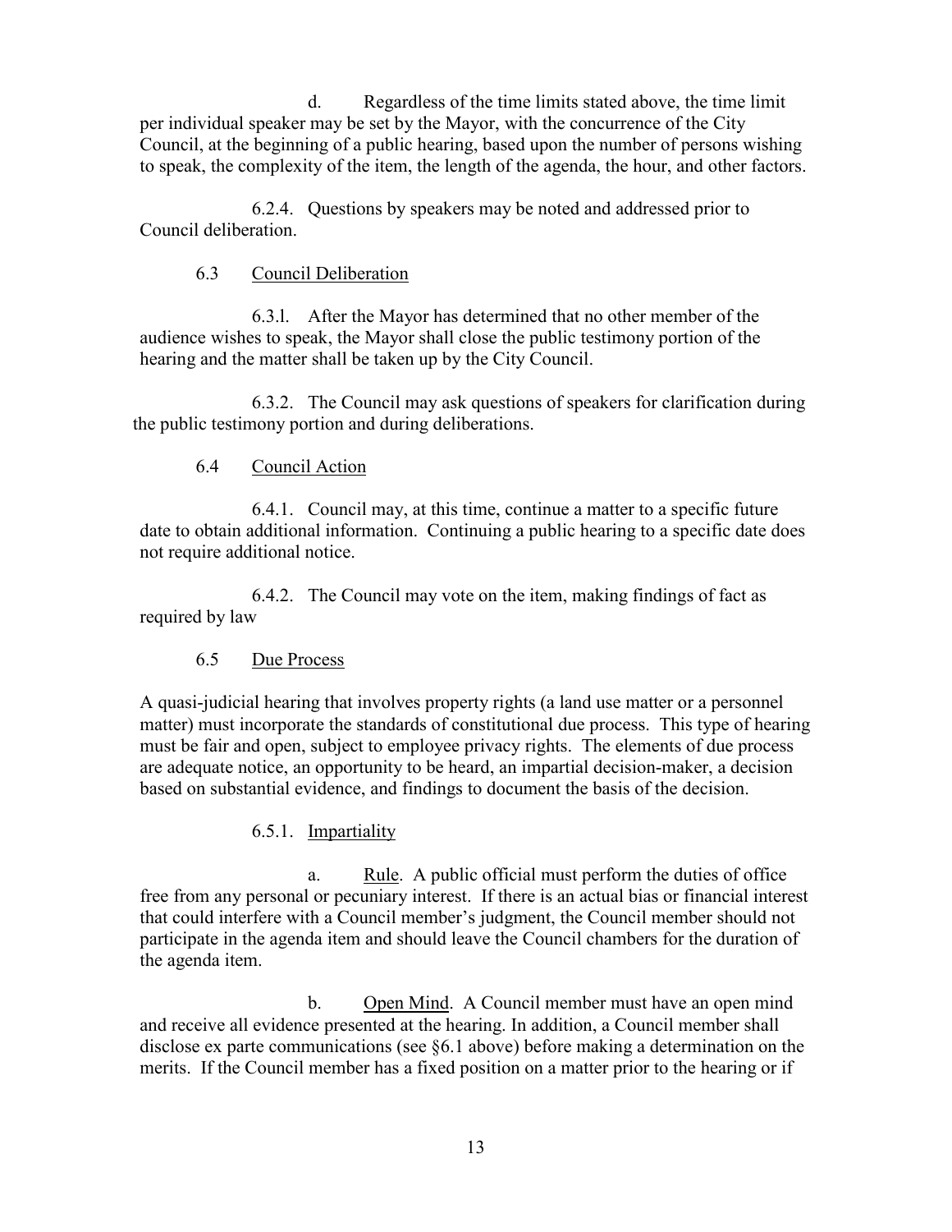d. Regardless of the time limits stated above, the time limit per individual speaker may be set by the Mayor, with the concurrence of the City Council, at the beginning of a public hearing, based upon the number of persons wishing to speak, the complexity of the item, the length of the agenda, the hour, and other factors.

6.2.4. Questions by speakers may be noted and addressed prior to Council deliberation.

### 6.3 Council Deliberation

6.3.1. After the Mayor has determined that no other member of the audience wishes to speak, the Mayor shall close the public testimony portion of the hearing and the matter shall be taken up by the City Council.

6.3.2. The Council may ask questions of speakers for clarification during the public testimony portion and during deliberations.

### 6.4 Council Action

6.4.1. Council may, at this time, continue a matter to a specific future date to obtain additional information. Continuing a public hearing to a specific date does not require additional notice.

6.4.2. The Council may vote on the item, making findings of fact as required by law

### 6.5 Due Process

A quasi-judicial hearing that involves property rights (a land use matter or a personnel matter) must incorporate the standards of constitutional due process. This type of hearing must be fair and open, subject to employee privacy rights. The elements of due process are adequate notice, an opportunity to be heard, an impartial decision-maker, a decision based on substantial evidence, and findings to document the basis of the decision.

#### 6.5.1. Impartiality

a. Rule. A public official must perform the duties of office free from any personal or pecuniary interest. If there is an actual bias or financial interest that could interfere with a Council member's judgment, the Council member should not participate in the agenda item and should leave the Council chambers for the duration of the agenda item.

b. Open Mind. A Council member must have an open mind and receive all evidence presented at the hearing. In addition, a Council member shall disclose ex parte communications (see §6.1 above) before making a determination on the merits. If the Council member has a fixed position on a matter prior to the hearing or if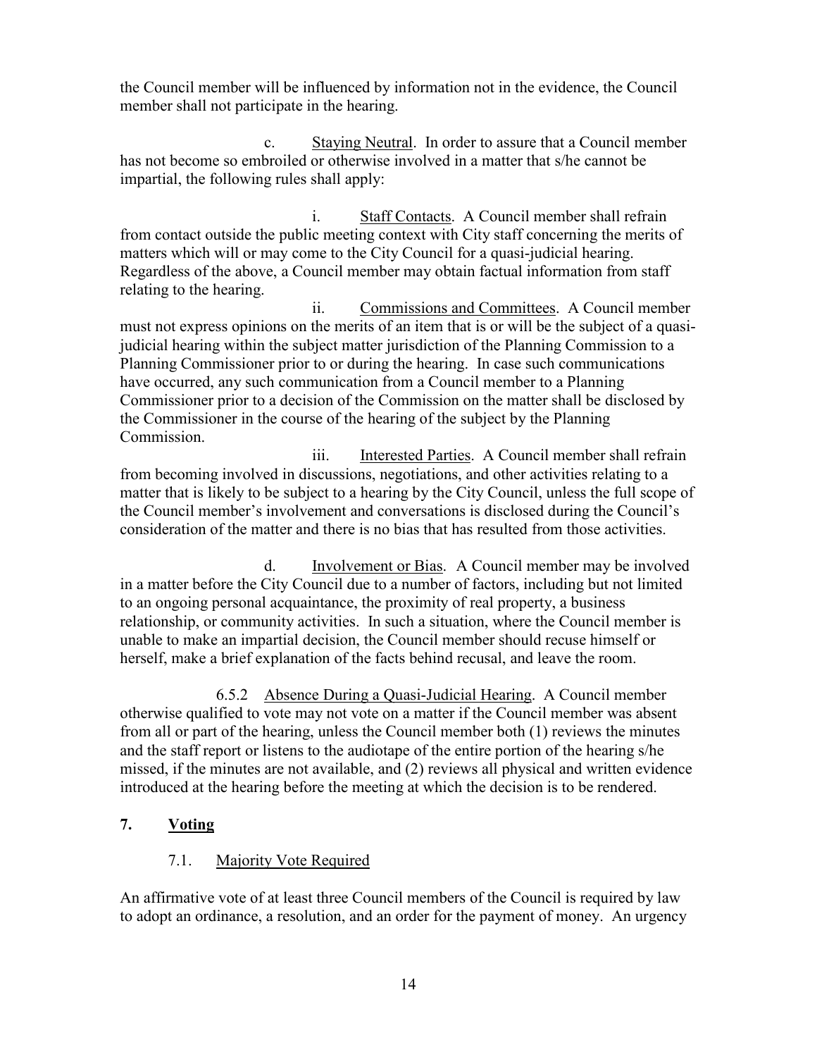the Council member will be influenced by information not in the evidence, the Council member shall not participate in the hearing.

c. Staying Neutral. In order to assure that a Council member has not become so embroiled or otherwise involved in a matter that s/he cannot be impartial, the following rules shall apply:

i. Staff Contacts. A Council member shall refrain from contact outside the public meeting context with City staff concerning the merits of matters which will or may come to the City Council for a quasi-judicial hearing. Regardless of the above, a Council member may obtain factual information from staff relating to the hearing.

ii. Commissions and Committees. A Council member must not express opinions on the merits of an item that is or will be the subject of a quasi-judicial hearing within the subject matter jurisdiction of the Planning Commission to a Planning Commissioner prior to or during the hearing. In case such communications have occurred, any such communication from a Council member to a Planning Commissioner prior to a decision of the Commission on the matter shall be disclosed by the Commissioner in the course of the hearing of the subject by the Planning Commission.

iii. Interested Parties. A Council member shall refrain from becoming involved in discussions, negotiations, and other activities relating to a matter that is likely to be subject to a hearing by the City Council, unless the full scope of the Council member's involvement and conversations is disclosed during the Council's consideration of the matter and there is no bias that has resulted from those activities.

d. Involvement or Bias. A Council member may be involved in a matter before the City Council due to a number of factors, including but not limited to an ongoing personal acquaintance, the proximity of real property, a business relationship, or community activities. In such a situation, where the Council member is unable to make an impartial decision, the Council member should recuse himself or herself, make a brief explanation of the facts behind recusal, and leave the room.

6.5.2 Absence During a Quasi-Judicial Hearing. A Council member otherwise qualified to vote may not vote on a matter if the Council member was absent from all or part of the hearing, unless the Council member both (1) reviews the minutes and the staff report or listens to the audiotape of the entire portion of the hearing s/he missed, if the minutes are not available, and (2) reviews all physical and written evidence introduced at the hearing before the meeting at which the decision is to be rendered.

## 7. Voting

### 7.1. Majority Vote Required

An affirmative vote of at least three Council members of the Council is required by law to adopt an ordinance, a resolution, and an order for the payment of money. An urgency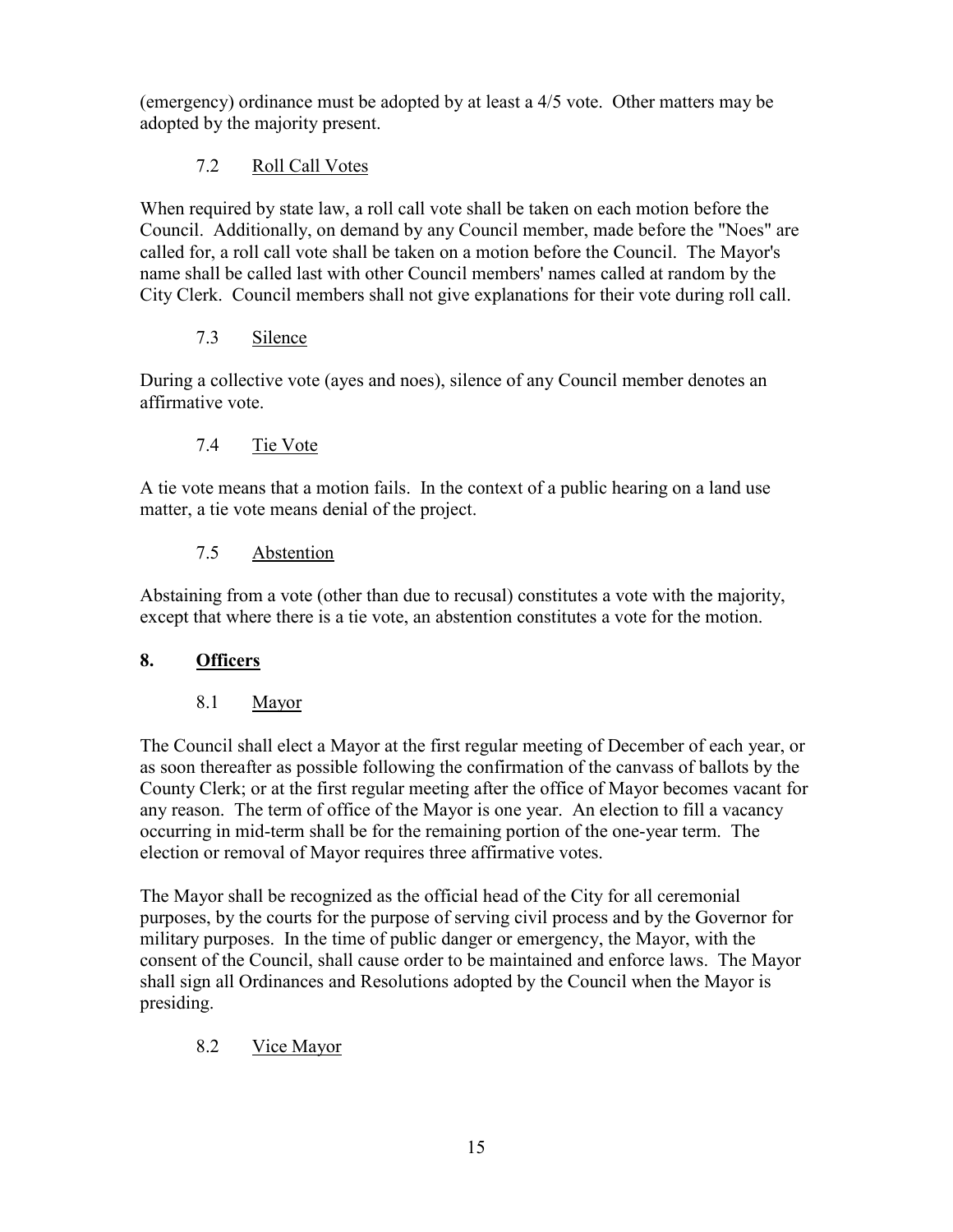(emergency) ordinance must be adopted by at least a 4/5 vote. Other matters may be adopted by the majority present.

### 7.2 Roll Call Votes

When required by state law, a roll call vote shall be taken on each motion before the Council. Additionally, on demand by any Council member, made before the "Noes" are called for, a roll call vote shall be taken on a motion before the Council. The Mayor's name shall be called last with other Council members' names called at random by the City Clerk. Council members shall not give explanations for their vote during roll call.

### 7.3 Silence

During a collective vote (ayes and noes), silence of any Council member denotes an affirmative vote.

### 7.4 Tie Vote

A tie vote means that a motion fails. In the context of a public hearing on a land use matter, a tie vote means denial of the project.

### 7.5 Abstention

Abstaining from a vote (other than due to recusal) constitutes a vote with the majority, except that where there is a tie vote, an abstention constitutes a vote for the motion.

## 8. Officers

### 8.1 Mayor

The Council shall elect a Mayor at the first regular meeting of December of each year, or as soon thereafter as possible following the confirmation of the canvass of ballots by the County Clerk; or at the first regular meeting after the office of Mayor becomes vacant for any reason. The term of office of the Mayor is one year. An election to fill a vacancy occurring in mid-term shall be for the remaining portion of the one-year term. The election or removal of Mayor requires three affirmative votes.

The Mayor shall be recognized as the official head of the City for all ceremonial purposes, by the courts for the purpose of serving civil process and by the Governor for military purposes. In the time of public danger or emergency, the Mayor, with the consent of the Council, shall cause order to be maintained and enforce laws. The Mayor shall sign all Ordinances and Resolutions adopted by the Council when the Mayor is presiding.

### 8.2 Vice Mayor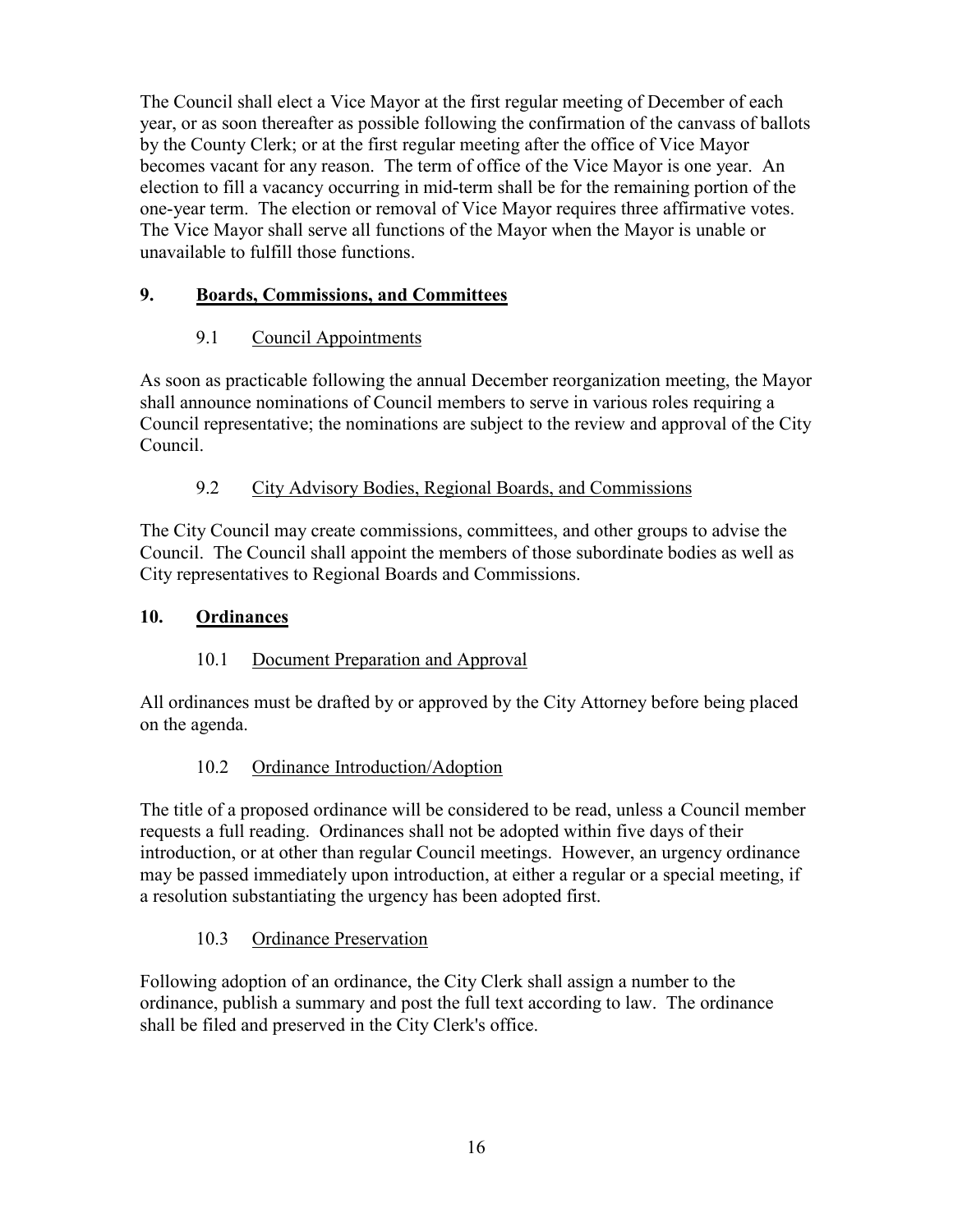The Council shall elect a Vice Mayor at the first regular meeting of December of each year, or as soon thereafter as possible following the confirmation of the canvass of ballots by the County Clerk; or at the first regular meeting after the office of Vice Mayor becomes vacant for any reason. The term of office of the Vice Mayor is one year. An election to fill a vacancy occurring in mid-term shall be for the remaining portion of the one-year term. The election or removal of Vice Mayor requires three affirmative votes. The Vice Mayor shall serve all functions of the Mayor when the Mayor is unable or unavailable to fulfill those functions.

## 9. Boards, Commissions, and Committees

### 9.1 Council Appointments

As soon as practicable following the annual December reorganization meeting, the Mayor shall announce nominations of Council members to serve in various roles requiring a Council representative; the nominations are subject to the review and approval of the City Council.

### 9.2 City Advisory Bodies, Regional Boards, and Commissions

The City Council may create commissions, committees, and other groups to advise the Council. The Council shall appoint the members of those subordinate bodies as well as City representatives to Regional Boards and Commissions.

## 10. Ordinances

### 10.1 Document Preparation and Approval

All ordinances must be drafted by or approved by the City Attorney before being placed on the agenda.

### 10.2 Ordinance Introduction/Adoption

The title of a proposed ordinance will be considered to be read, unless a Council member requests a full reading. Ordinances shall not be adopted within five days of their introduction, or at other than regular Council meetings. However, an urgency ordinance may be passed immediately upon introduction, at either a regular or a special meeting, if a resolution substantiating the urgency has been adopted first.

### 10.3 Ordinance Preservation

Following adoption of an ordinance, the City Clerk shall assign a number to the ordinance, publish a summary and post the full text according to law. The ordinance shall be filed and preserved in the City Clerk's office.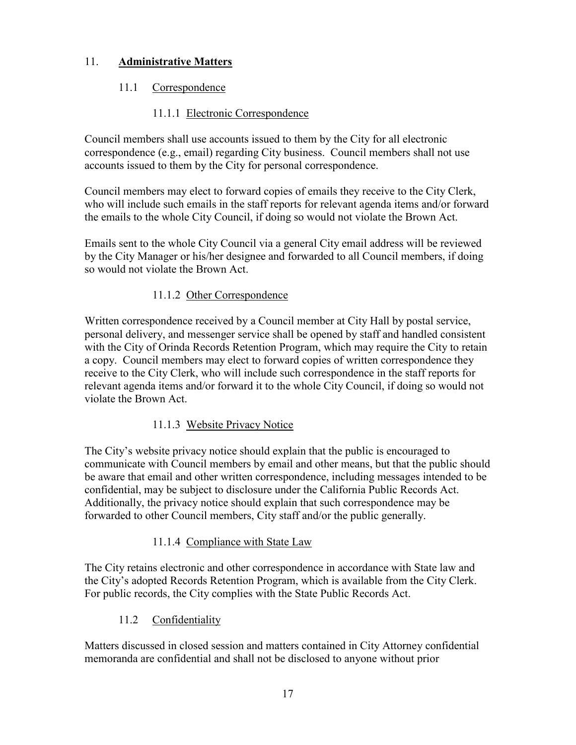## 11. **Administrative Matters**

### 11.1 Correspondence

#### 11.1.1 Electronic Correspondence

Council members shall use accounts issued to them by the City for all electronic correspondence (e.g., email) regarding City business. Council members shall not use accounts issued to them by the City for personal correspondence.

Council members may elect to forward copies of emails they receive to the City Clerk, who will include such emails in the staff reports for relevant agenda items and/or forward the emails to the whole City Council, if doing so would not violate the Brown Act.

Emails sent to the whole City Council via a general City email address will be reviewed by the City Manager or his/her designee and forwarded to all Council members, if doing so would not violate the Brown Act.

#### 11.1.2 Other Correspondence

Written correspondence received by a Council member at City Hall by postal service, personal delivery, and messenger service shall be opened by staff and handled consistent with the City of Orinda Records Retention Program, which may require the City to retain a copy. Council members may elect to forward copies of written correspondence they receive to the City Clerk, who will include such correspondence in the staff reports for relevant agenda items and/or forward it to the whole City Council, if doing so would not violate the Brown Act.

#### 11.1.3 Website Privacy Notice

The City's website privacy notice should explain that the public is encouraged to communicate with Council members by email and other means, but that the public should be aware that email and other written correspondence, including messages intended to be confidential, may be subject to disclosure under the California Public Records Act. Additionally, the privacy notice should explain that such correspondence may be forwarded to other Council members, City staff and/or the public generally.

#### 11.1.4 Compliance with State Law

The City retains electronic and other correspondence in accordance with State law and the City's adopted Records Retention Program, which is available from the City Clerk. For public records, the City complies with the State Public Records Act.

### 11.2 Confidentiality

Matters discussed in closed session and matters contained in City Attorney confidential memoranda are confidential and shall not be disclosed to anyone without prior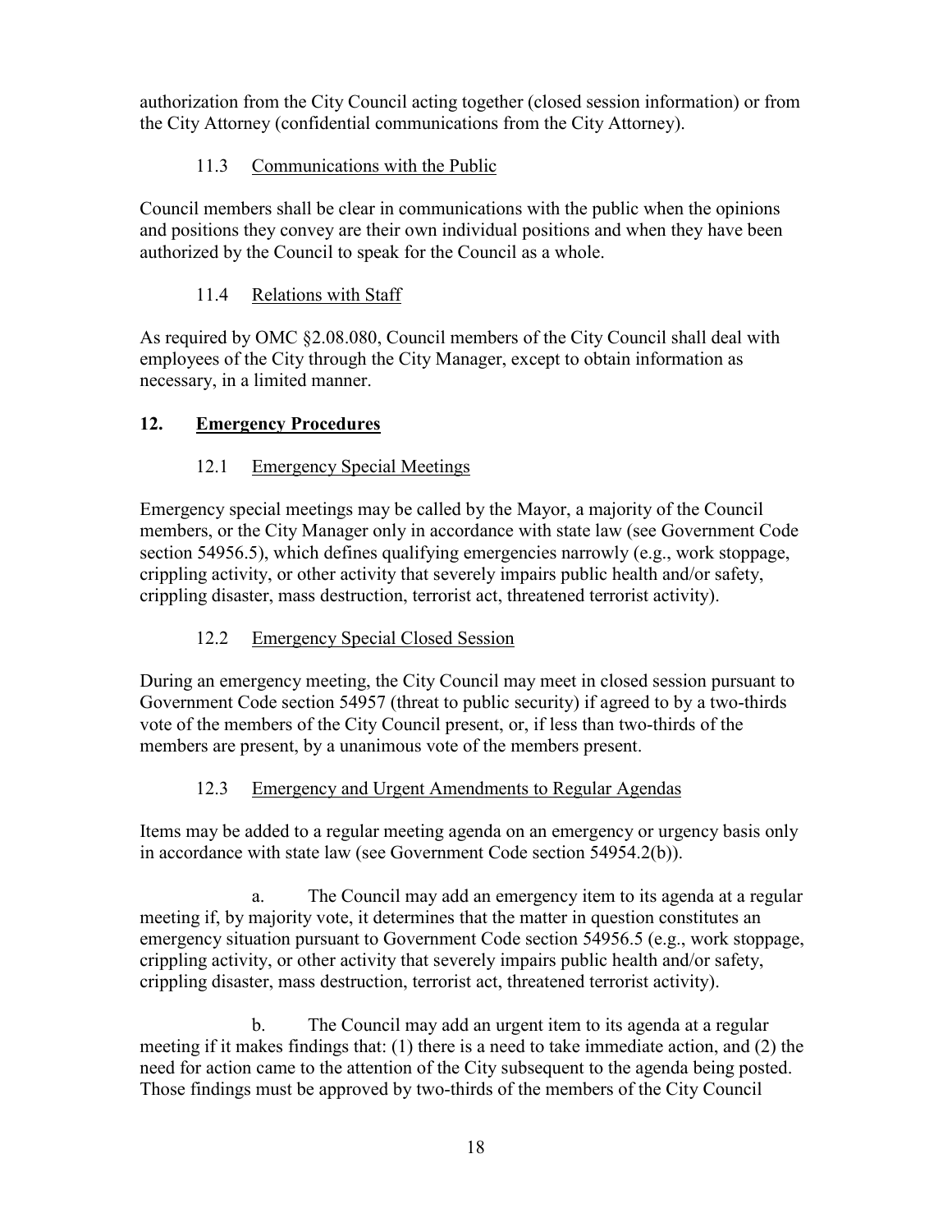authorization from the City Council acting together (closed session information) or from the City Attorney (confidential communications from the City Attorney).

### 11.3 Communications with the Public

Council members shall be clear in communications with the public when the opinions and positions they convey are their own individual positions and when they have been authorized by the Council to speak for the Council as a whole.

### 11.4 Relations with Staff

As required by OMC §2.08.080, Council members of the City Council shall deal with employees of the City through the City Manager, except to obtain information as necessary, in a limited manner.

## 12. Emergency Procedures

### 12.1 Emergency Special Meetings

Emergency special meetings may be called by the Mayor, a majority of the Council members, or the City Manager only in accordance with state law (see Government Code section 54956.5), which defines qualifying emergencies narrowly (e.g., work stoppage, crippling activity, or other activity that severely impairs public health and/or safety, crippling disaster, mass destruction, terrorist act, threatened terrorist activity).

### 12.2 Emergency Special Closed Session

During an emergency meeting, the City Council may meet in closed session pursuant to Government Code section 54957 (threat to public security) if agreed to by a two-thirds vote of the members of the City Council present, or, if less than two-thirds of the members are present, by a unanimous vote of the members present.

### 12.3 Emergency and Urgent Amendments to Regular Agendas

Items may be added to a regular meeting agenda on an emergency or urgency basis only in accordance with state law (see Government Code section 54954.2(b)).

a. The Council may add an emergency item to its agenda at a regular meeting if, by majority vote, it determines that the matter in question constitutes an emergency situation pursuant to Government Code section 54956.5 (e.g., work stoppage, crippling activity, or other activity that severely impairs public health and/or safety, crippling disaster, mass destruction, terrorist act, threatened terrorist activity).

b. The Council may add an urgent item to its agenda at a regular meeting if it makes findings that: (1) there is a need to take immediate action, and (2) the need for action came to the attention of the City subsequent to the agenda being posted. Those findings must be approved by two-thirds of the members of the City Council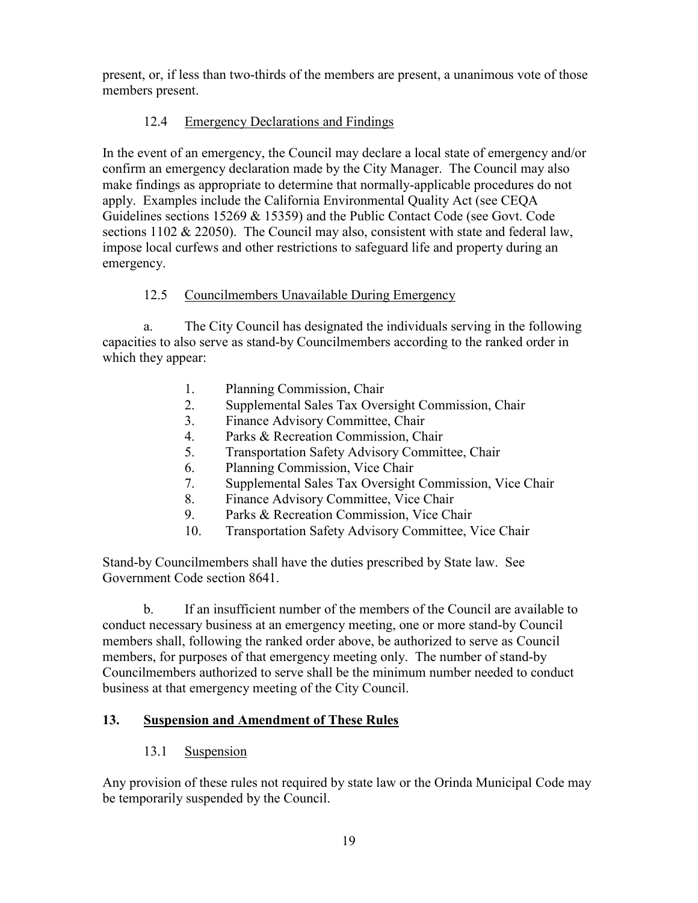present, or, if less than two-thirds of the members are present, a unanimous vote of those members present.

### 12.4 Emergency Declarations and Findings

In the event of an emergency, the Council may declare a local state of emergency and/or confirm an emergency declaration made by the City Manager. The Council may also make findings as appropriate to determine that normally-applicable procedures do not apply. Examples include the California Environmental Quality Act (see CEQA Guidelines sections 15269 & 15359) and the Public Contact Code (see Govt. Code sections 1102 & 22050). The Council may also, consistent with state and federal law, impose local curfews and other restrictions to safeguard life and property during an emergency.

### 12.5 Councilmembers Unavailable During Emergency

a. The City Council has designated the individuals serving in the following capacities to also serve as stand-by Councilmembers according to the ranked order in which they appear:

1. Planning Commission, Chair
2. Supplemental Sales Tax Oversight Commission, Chair
3. Finance Advisory Committee, Chair
4. Parks & Recreation Commission, Chair
5. Transportation Safety Advisory Committee, Chair
6. Planning Commission, Vice Chair
7. Supplemental Sales Tax Oversight Commission, Vice Chair
8. Finance Advisory Committee, Vice Chair
9. Parks & Recreation Commission, Vice Chair
10. Transportation Safety Advisory Committee, Vice Chair

Stand-by Councilmembers shall have the duties prescribed by State law. See Government Code section 8641.

b. If an insufficient number of the members of the Council are available to conduct necessary business at an emergency meeting, one or more stand-by Council members shall, following the ranked order above, be authorized to serve as Council members, for purposes of that emergency meeting only. The number of stand-by Councilmembers authorized to serve shall be the minimum number needed to conduct business at that emergency meeting of the City Council.

## 13. Suspension and Amendment of These Rules

### 13.1 Suspension

Any provision of these rules not required by state law or the Orinda Municipal Code may be temporarily suspended by the Council.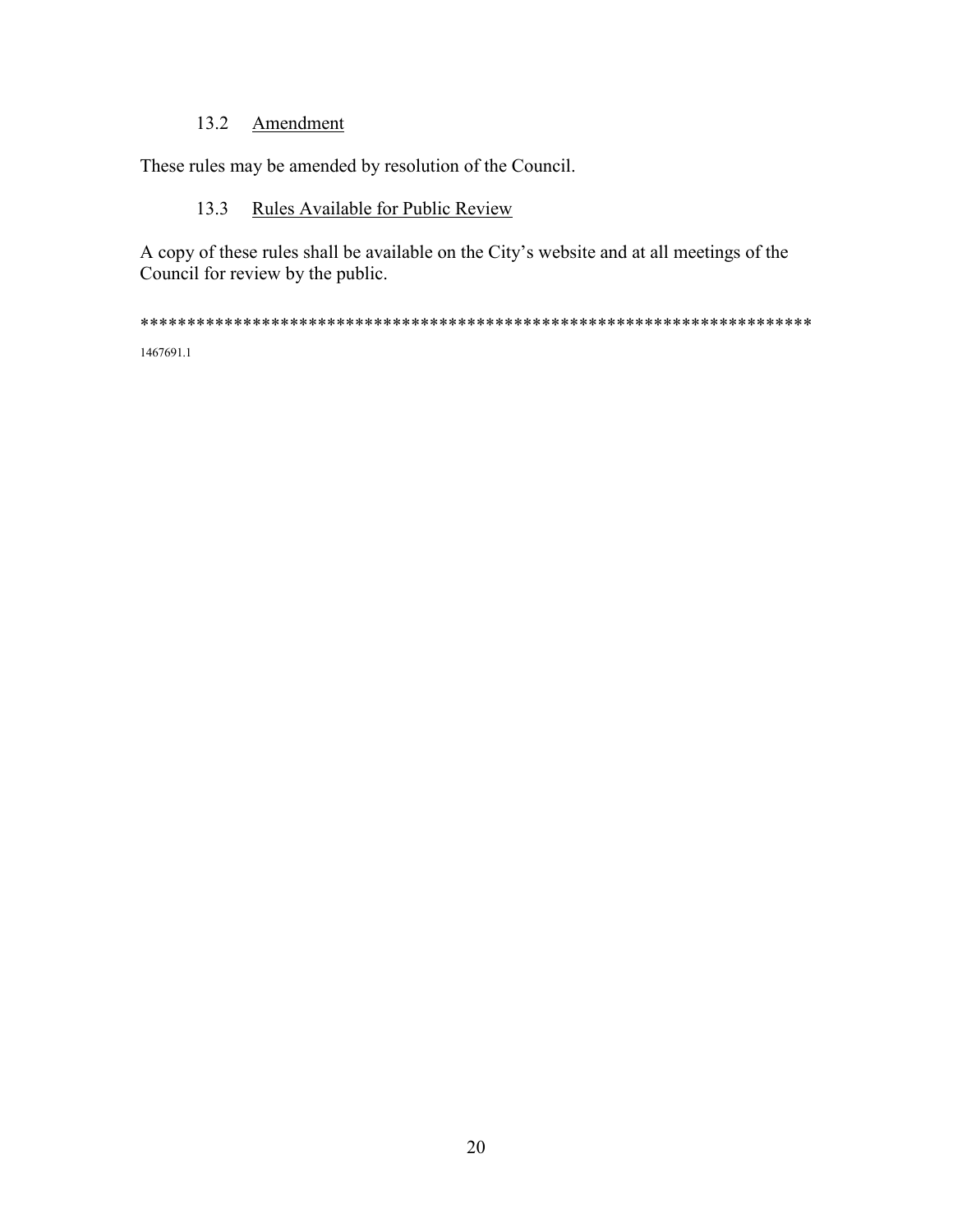### 13.2 Amendment

These rules may be amended by resolution of the Council.

### 13.3 Rules Available for Public Review

A copy of these rules shall be available on the City's website and at all meetings of the Council for review by the public.

************************************************************************

1467691.1